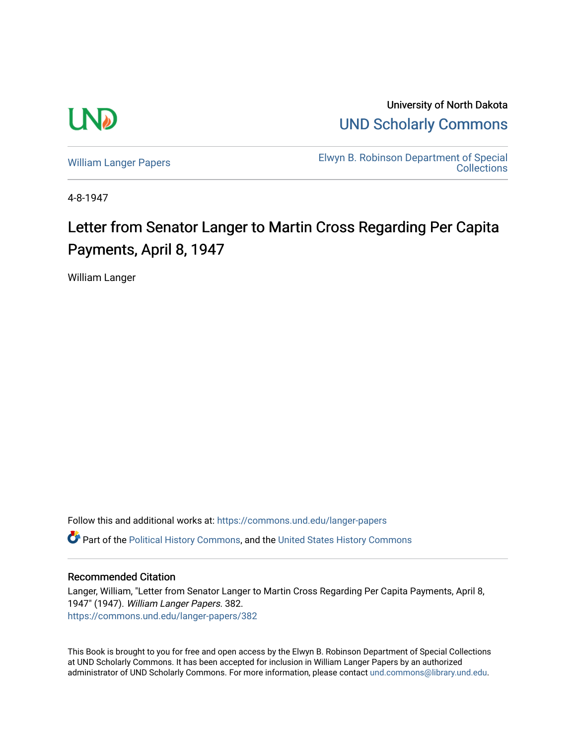University of North Dakota

UND Scholarly Commons

William Langer Papers

Elwyn B. Robinson Department of Special Collections

4-8-1947

# Letter from Senator Langer to Martin Cross Regarding Per Capita Payments, April 8, 1947

William Langer

Follow this and additional works at: https://commons.und.edu/langer-papers

Part of the Political History Commons, and the United States History Commons

## Recommended Citation

Langer, William, "Letter from Senator Langer to Martin Cross Regarding Per Capita Payments, April 8, 1947" (1947). *William Langer Papers*. 382.
https://commons.und.edu/langer-papers/382

This Book is brought to you for free and open access by the Elwyn B. Robinson Department of Special Collections at UND Scholarly Commons. It has been accepted for inclusion in William Langer Papers by an authorized administrator of UND Scholarly Commons. For more information, please contact und.commons@library.und.edu.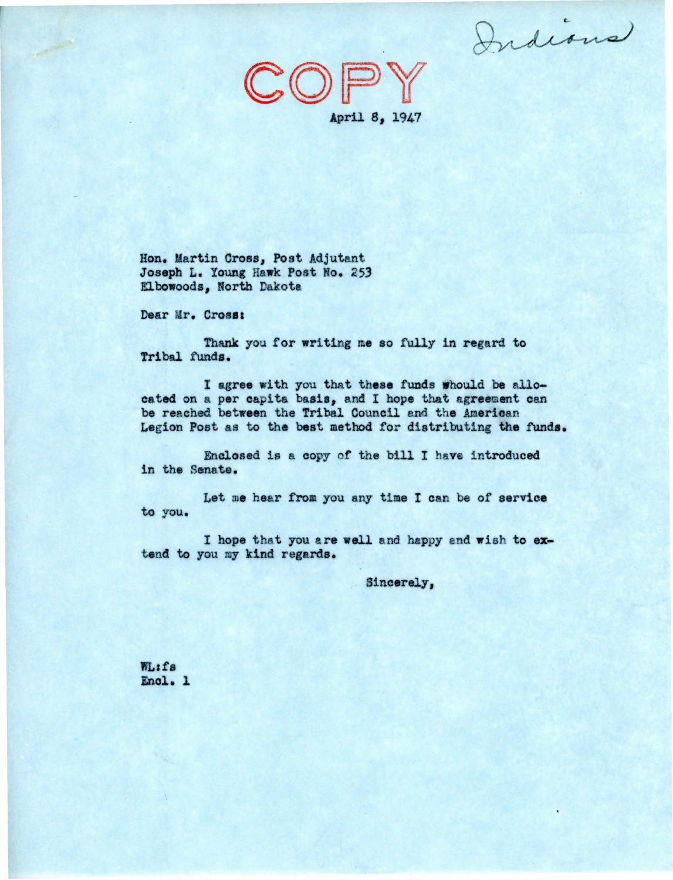Indians

COPY

April 8, 1947

Hon. Martin Cross, Post Adjutant
Joseph L. Young Hawk Post No. 253
Elbowoods, North Dakota

Dear Mr. Cross:

Thank you for writing me so fully in regard to Tribal funds.

I agree with you that these funds should be allocated on a per capita basis, and I hope that agreement can be reached between the Tribal Council and the American Legion Post as to the best method for distributing the funds.

Enclosed is a copy of the bill I have introduced in the Senate.

Let me hear from you any time I can be of service to you.

I hope that you are well and happy and wish to extend to you my kind regards.

Sincerely,

WL:fs
Encl. 1